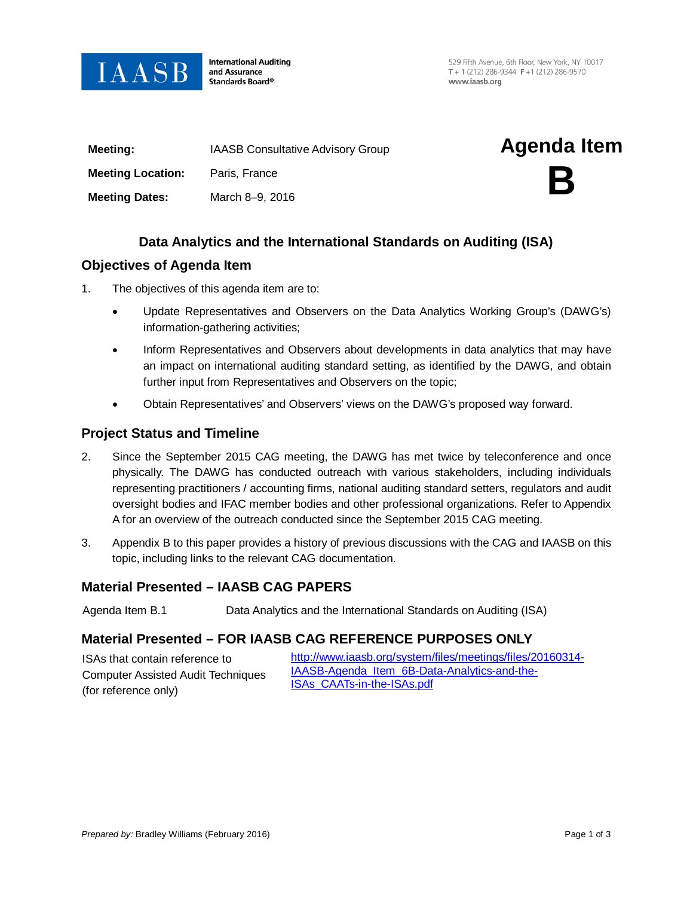IAASB International Auditing and Assurance Standards Board®

529 Fifth Avenue, 6th Floor, New York, NY 10017
T + 1 (212) 286-9344 F +1 (212) 286-9570
www.iaasb.org

| | |
|---|---|
| **Meeting:** | IAASB Consultative Advisory Group |
| **Meeting Location:** | Paris, France |
| **Meeting Dates:** | March 8–9, 2016 |

# Agenda Item B

## Data Analytics and the International Standards on Auditing (ISA)

### Objectives of Agenda Item

1. The objectives of this agenda item are to:

   - Update Representatives and Observers on the Data Analytics Working Group's (DAWG's) information-gathering activities;
   - Inform Representatives and Observers about developments in data analytics that may have an impact on international auditing standard setting, as identified by the DAWG, and obtain further input from Representatives and Observers on the topic;
   - Obtain Representatives' and Observers' views on the DAWG's proposed way forward.

### Project Status and Timeline

2. Since the September 2015 CAG meeting, the DAWG has met twice by teleconference and once physically. The DAWG has conducted outreach with various stakeholders, including individuals representing practitioners / accounting firms, national auditing standard setters, regulators and audit oversight bodies and IFAC member bodies and other professional organizations. Refer to Appendix A for an overview of the outreach conducted since the September 2015 CAG meeting.

3. Appendix B to this paper provides a history of previous discussions with the CAG and IAASB on this topic, including links to the relevant CAG documentation.

### Material Presented – IAASB CAG PAPERS

| | |
|---|---|
| Agenda Item B.1 | Data Analytics and the International Standards on Auditing (ISA) |

### Material Presented – FOR IAASB CAG REFERENCE PURPOSES ONLY

| | |
|---|---|
| ISAs that contain reference to Computer Assisted Audit Techniques (for reference only) | http://www.iaasb.org/system/files/meetings/files/20160314-IAASB-Agenda_Item_6B-Data-Analytics-and-the-ISAs_CAATs-in-the-ISAs.pdf |

*Prepared by:* Bradley Williams (February 2016)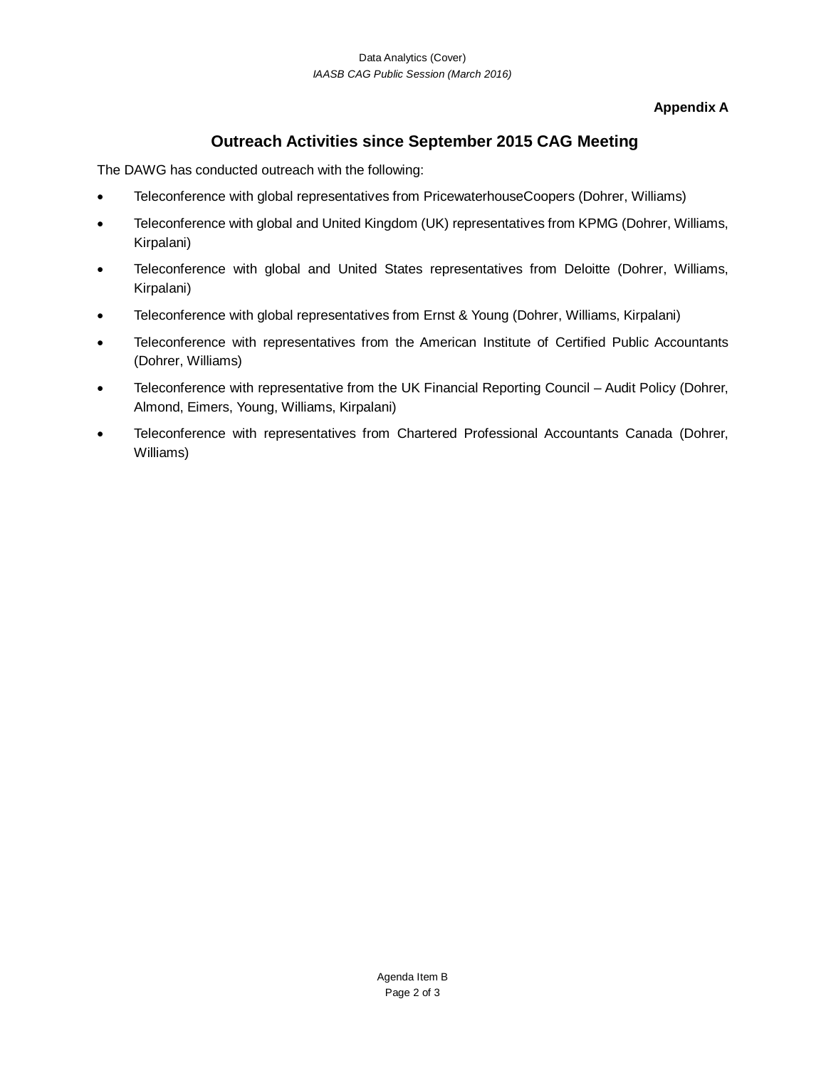**Appendix A**

## Outreach Activities since September 2015 CAG Meeting

The DAWG has conducted outreach with the following:

- Teleconference with global representatives from PricewaterhouseCoopers (Dohrer, Williams)
- Teleconference with global and United Kingdom (UK) representatives from KPMG (Dohrer, Williams, Kirpalani)
- Teleconference with global and United States representatives from Deloitte (Dohrer, Williams, Kirpalani)
- Teleconference with global representatives from Ernst & Young (Dohrer, Williams, Kirpalani)
- Teleconference with representatives from the American Institute of Certified Public Accountants (Dohrer, Williams)
- Teleconference with representative from the UK Financial Reporting Council – Audit Policy (Dohrer, Almond, Eimers, Young, Williams, Kirpalani)
- Teleconference with representatives from Chartered Professional Accountants Canada (Dohrer, Williams)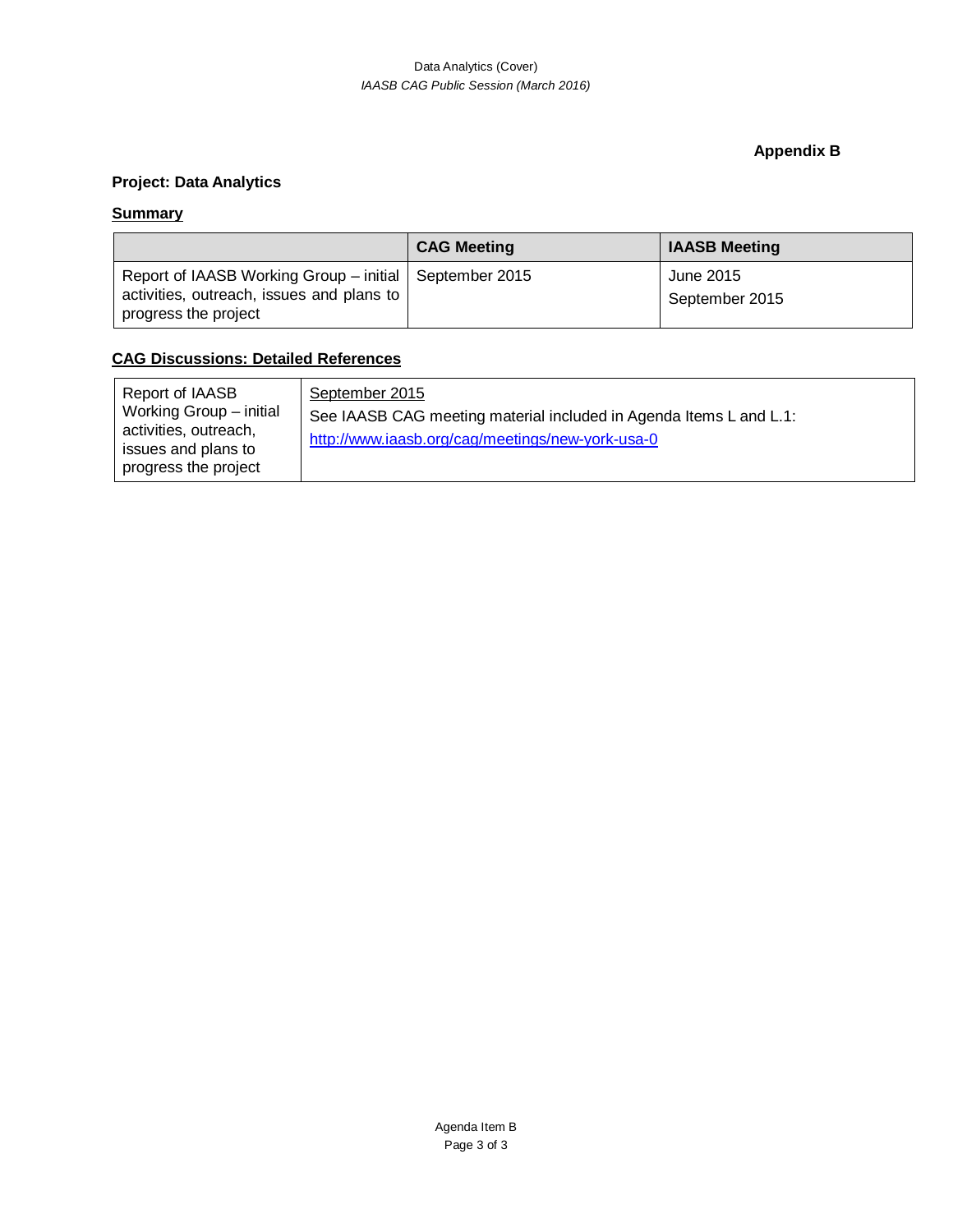**Appendix B**

**Project: Data Analytics**

**Summary**

| | CAG Meeting | IAASB Meeting |
|---|---|---|
| Report of IAASB Working Group – initial activities, outreach, issues and plans to progress the project | September 2015 | June 2015<br>September 2015 |

**CAG Discussions: Detailed References**

| | |
|---|---|
| Report of IAASB Working Group – initial activities, outreach, issues and plans to progress the project | September 2015<br>See IAASB CAG meeting material included in Agenda Items L and L.1:<br>http://www.iaasb.org/cag/meetings/new-york-usa-0 |